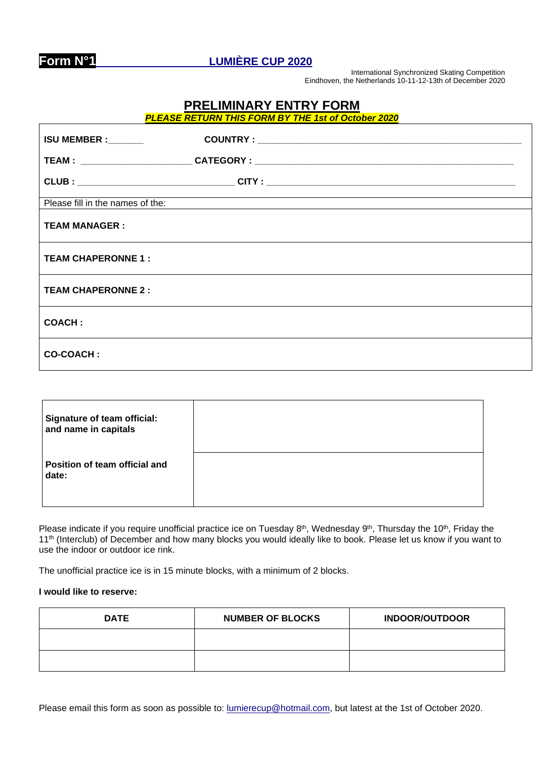**Form N°1** **LUMIÈRE CUP 2020**

International Synchronized Skating Competition
Eindhoven, the Netherlands 10-11-12-13th of December 2020

# PRELIMINARY ENTRY FORM

***PLEASE RETURN THIS FORM BY THE 1st of October 2020***

**ISU MEMBER :_______** **COUNTRY : ____________________________________________**

**TEAM : ______________________** **CATEGORY : ____________________________________________**

**CLUB : _______________________________** **CITY : ____________________________________________**

Please fill in the names of the:

**TEAM MANAGER :**

**TEAM CHAPERONNE 1 :**

**TEAM CHAPERONNE 2 :**

**COACH :**

**CO-COACH :**

| **Signature of team official: and name in capitals** | |
|---|---|
| **Position of team official and date:** | |

Please indicate if you require unofficial practice ice on Tuesday 8th, Wednesday 9th, Thursday the 10th, Friday the 11th (Interclub) of December and how many blocks you would ideally like to book. Please let us know if you want to use the indoor or outdoor ice rink.

The unofficial practice ice is in 15 minute blocks, with a minimum of 2 blocks.

**I would like to reserve:**

| DATE | NUMBER OF BLOCKS | INDOOR/OUTDOOR |
|---|---|---|
| | | |
| | | |

Please email this form as soon as possible to: lumierecup@hotmail.com, but latest at the 1st of October 2020.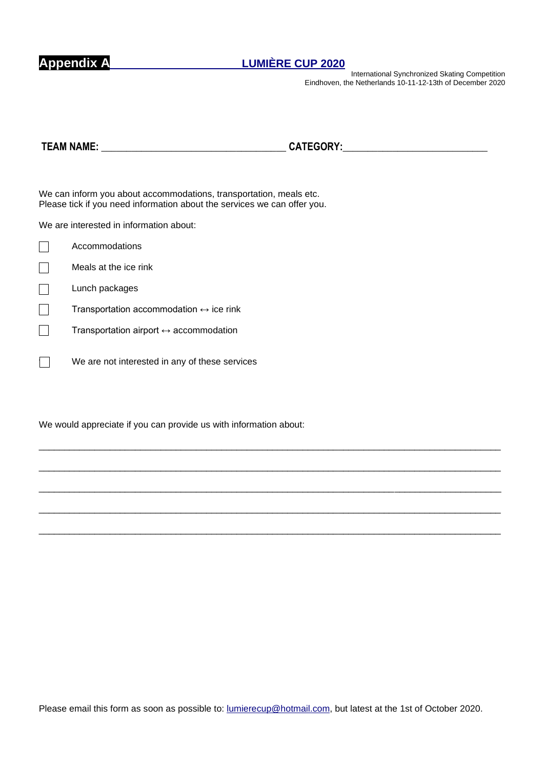**Appendix A**

## LUMIÈRE CUP 2020

International Synchronized Skating Competition
Eindhoven, the Netherlands 10-11-12-13th of December 2020

**TEAM NAME:** ______________________________ **CATEGORY:** ________________________

We can inform you about accommodations, transportation, meals etc.
Please tick if you need information about the services we can offer you.

We are interested in information about:

- [ ] Accommodations
- [ ] Meals at the ice rink
- [ ] Lunch packages
- [ ] Transportation accommodation ↔ ice rink
- [ ] Transportation airport ↔ accommodation

- [ ] We are not interested in any of these services

We would appreciate if you can provide us with information about:

______________________________________________________________________________

______________________________________________________________________________

______________________________________________________________________________

______________________________________________________________________________

______________________________________________________________________________

Please email this form as soon as possible to: lumierecup@hotmail.com, but latest at the 1st of October 2020.